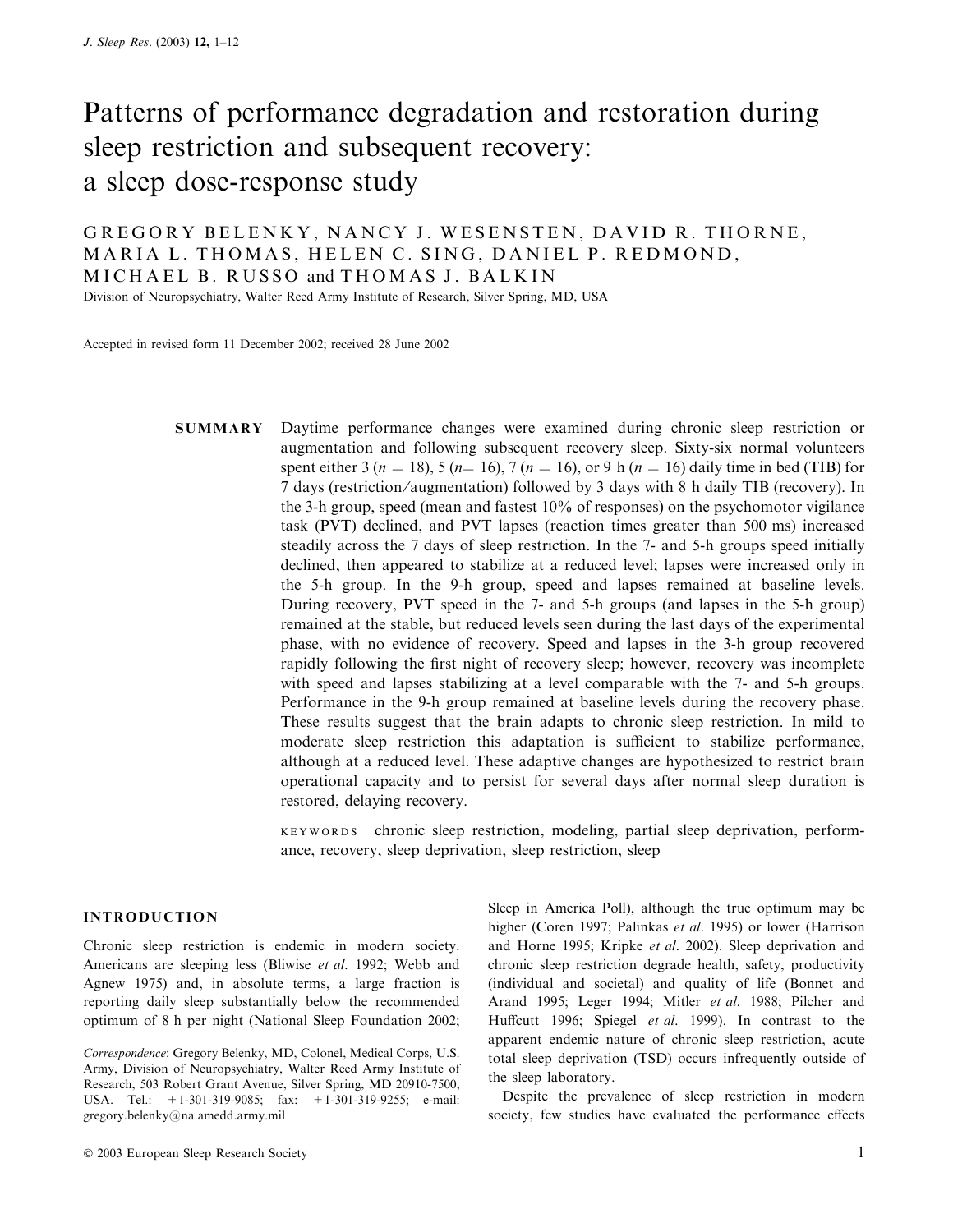# Patterns of performance degradation and restoration during sleep restriction and subsequent recovery: a sleep dose-response study

GREGORY BELENKY, NANCY J. WESENSTEN, DAVID R. THORNE, MARIA L. THOMAS, HELEN C. SING, DANIEL P. REDMOND, MICHAEL B. RUSSO and THOMAS J. BALKIN

Division of Neuropsychiatry, Walter Reed Army Institute of Research, Silver Spring, MD, USA

Accepted in revised form 11 December 2002; received 28 June 2002

**SUMMARY** Daytime performance changes were examined during chronic sleep restriction or augmentation and following subsequent recovery sleep. Sixty-six normal volunteers spent either 3 ($n = 18$), 5 ($n = 16$), 7 ($n = 16$), or 9 h ($n = 16$) daily time in bed (TIB) for 7 days (restriction/augmentation) followed by 3 days with 8 h daily TIB (recovery). In the 3-h group, speed (mean and fastest 10% of responses) on the psychomotor vigilance task (PVT) declined, and PVT lapses (reaction times greater than 500 ms) increased steadily across the 7 days of sleep restriction. In the 7- and 5-h groups speed initially declined, then appeared to stabilize at a reduced level; lapses were increased only in the 5-h group. In the 9-h group, speed and lapses remained at baseline levels. During recovery, PVT speed in the 7- and 5-h groups (and lapses in the 5-h group) remained at the stable, but reduced levels seen during the last days of the experimental phase, with no evidence of recovery. Speed and lapses in the 3-h group recovered rapidly following the first night of recovery sleep; however, recovery was incomplete with speed and lapses stabilizing at a level comparable with the 7- and 5-h groups. Performance in the 9-h group remained at baseline levels during the recovery phase. These results suggest that the brain adapts to chronic sleep restriction. In mild to moderate sleep restriction this adaptation is sufficient to stabilize performance, although at a reduced level. These adaptive changes are hypothesized to restrict brain operational capacity and to persist for several days after normal sleep duration is restored, delaying recovery.

KEYWORDS chronic sleep restriction, modeling, partial sleep deprivation, performance, recovery, sleep deprivation, sleep restriction, sleep

## INTRODUCTION

Chronic sleep restriction is endemic in modern society. Americans are sleeping less (Bliwise *et al.* 1992; Webb and Agnew 1975) and, in absolute terms, a large fraction is reporting daily sleep substantially below the recommended optimum of 8 h per night (National Sleep Foundation 2002; Sleep in America Poll), although the true optimum may be higher (Coren 1997; Palinkas *et al.* 1995) or lower (Harrison and Horne 1995; Kripke *et al.* 2002). Sleep deprivation and chronic sleep restriction degrade health, safety, productivity (individual and societal) and quality of life (Bonnet and Arand 1995; Leger 1994; Mitler *et al.* 1988; Pilcher and Huffcutt 1996; Spiegel *et al.* 1999). In contrast to the apparent endemic nature of chronic sleep restriction, acute total sleep deprivation (TSD) occurs infrequently outside of the sleep laboratory.

Despite the prevalence of sleep restriction in modern society, few studies have evaluated the performance effects

*Correspondence*: Gregory Belenky, MD, Colonel, Medical Corps, U.S. Army, Division of Neuropsychiatry, Walter Reed Army Institute of Research, 503 Robert Grant Avenue, Silver Spring, MD 20910-7500, USA. Tel.: +1-301-319-9085; fax: +1-301-319-9255; e-mail: gregory.belenky@na.amedd.army.mil

© 2003 European Sleep Research Society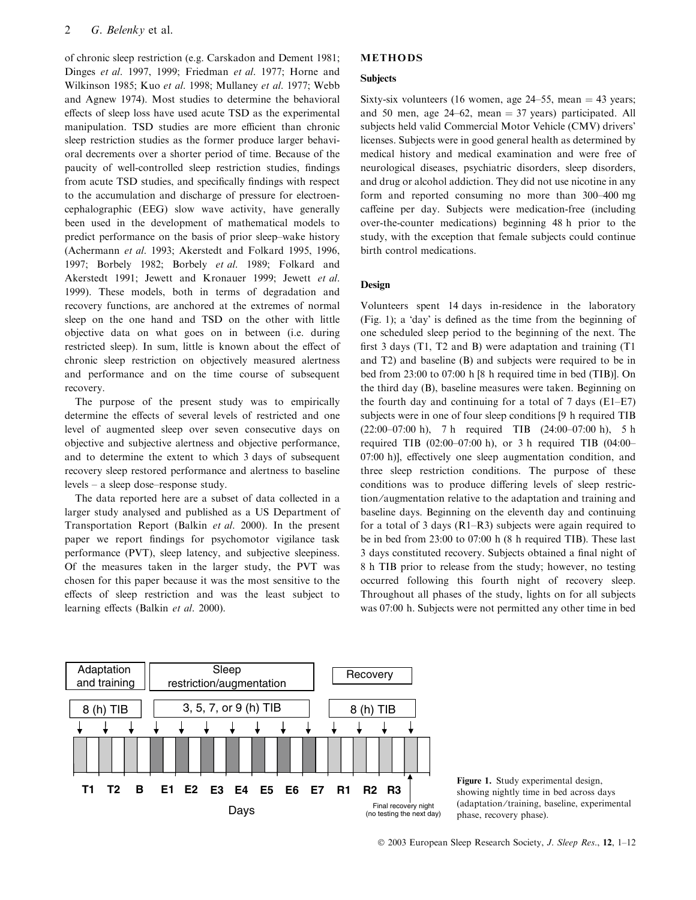of chronic sleep restriction (e.g. Carskadon and Dement 1981; Dinges *et al*. 1997, 1999; Friedman *et al*. 1977; Horne and Wilkinson 1985; Kuo *et al*. 1998; Mullaney *et al*. 1977; Webb and Agnew 1974). Most studies to determine the behavioral effects of sleep loss have used acute TSD as the experimental manipulation. TSD studies are more efficient than chronic sleep restriction studies as the former produce larger behavioral decrements over a shorter period of time. Because of the paucity of well-controlled sleep restriction studies, findings from acute TSD studies, and specifically findings with respect to the accumulation and discharge of pressure for electroencephalographic (EEG) slow wave activity, have generally been used in the development of mathematical models to predict performance on the basis of prior sleep–wake history (Achermann *et al*. 1993; Akerstedt and Folkard 1995, 1996, 1997; Borbely 1982; Borbely *et al*. 1989; Folkard and Akerstedt 1991; Jewett and Kronauer 1999; Jewett *et al*. 1999). These models, both in terms of degradation and recovery functions, are anchored at the extremes of normal sleep on the one hand and TSD on the other with little objective data on what goes on in between (i.e. during restricted sleep). In sum, little is known about the effect of chronic sleep restriction on objectively measured alertness and performance and on the time course of subsequent recovery.

The purpose of the present study was to empirically determine the effects of several levels of restricted and one level of augmented sleep over seven consecutive days on objective and subjective alertness and objective performance, and to determine the extent to which 3 days of subsequent recovery sleep restored performance and alertness to baseline levels – a sleep dose–response study.

The data reported here are a subset of data collected in a larger study analysed and published as a US Department of Transportation Report (Balkin *et al*. 2000). In the present paper we report findings for psychomotor vigilance task performance (PVT), sleep latency, and subjective sleepiness. Of the measures taken in the larger study, the PVT was chosen for this paper because it was the most sensitive to the effects of sleep restriction and was the least subject to learning effects (Balkin *et al*. 2000).

## METHODS

### Subjects

Sixty-six volunteers (16 women, age 24–55, mean = 43 years; and 50 men, age 24–62, mean = 37 years) participated. All subjects held valid Commercial Motor Vehicle (CMV) drivers' licenses. Subjects were in good general health as determined by medical history and medical examination and were free of neurological diseases, psychiatric disorders, sleep disorders, and drug or alcohol addiction. They did not use nicotine in any form and reported consuming no more than 300–400 mg caffeine per day. Subjects were medication-free (including over-the-counter medications) beginning 48 h prior to the study, with the exception that female subjects could continue birth control medications.

### Design

Volunteers spent 14 days in-residence in the laboratory (Fig. 1); a 'day' is defined as the time from the beginning of one scheduled sleep period to the beginning of the next. The first 3 days (T1, T2 and B) were adaptation and training (T1 and T2) and baseline (B) and subjects were required to be in bed from 23:00 to 07:00 h [8 h required time in bed (TIB)]. On the third day (B), baseline measures were taken. Beginning on the fourth day and continuing for a total of 7 days (E1–E7) subjects were in one of four sleep conditions [9 h required TIB (22:00–07:00 h), 7 h required TIB (24:00–07:00 h), 5 h required TIB (02:00–07:00 h), or 3 h required TIB (04:00–07:00 h)], effectively one sleep augmentation condition, and three sleep restriction conditions. The purpose of these conditions was to produce differing levels of sleep restriction/augmentation relative to the adaptation and training and baseline days. Beginning on the eleventh day and continuing for a total of 3 days (R1–R3) subjects were again required to be in bed from 23:00 to 07:00 h (8 h required TIB). These last 3 days constituted recovery. Subjects obtained a final night of 8 h TIB prior to release from the study; however, no testing occurred following this fourth night of recovery sleep. Throughout all phases of the study, lights on for all subjects was 07:00 h. Subjects were not permitted any other time in bed

Figure 1. Study experimental design, showing nightly time in bed across days (adaptation/training, baseline, experimental phase, recovery phase).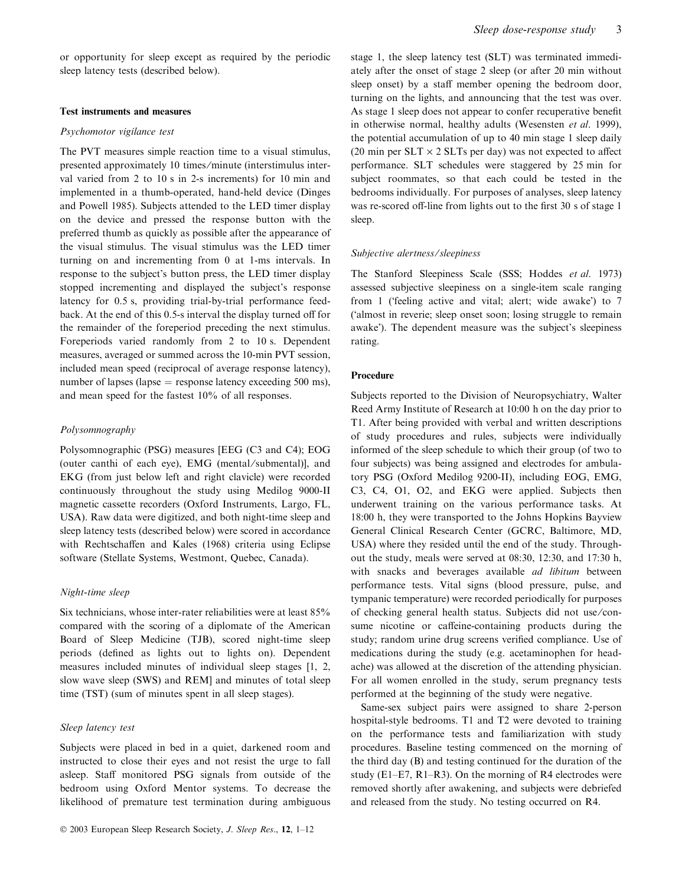or opportunity for sleep except as required by the periodic sleep latency tests (described below).

### Test instruments and measures

#### *Psychomotor vigilance test*

The PVT measures simple reaction time to a visual stimulus, presented approximately 10 times/minute (interstimulus interval varied from 2 to 10 s in 2-s increments) for 10 min and implemented in a thumb-operated, hand-held device (Dinges and Powell 1985). Subjects attended to the LED timer display on the device and pressed the response button with the preferred thumb as quickly as possible after the appearance of the visual stimulus. The visual stimulus was the LED timer turning on and incrementing from 0 at 1-ms intervals. In response to the subject's button press, the LED timer display stopped incrementing and displayed the subject's response latency for 0.5 s, providing trial-by-trial performance feedback. At the end of this 0.5-s interval the display turned off for the remainder of the foreperiod preceding the next stimulus. Foreperiods varied randomly from 2 to 10 s. Dependent measures, averaged or summed across the 10-min PVT session, included mean speed (reciprocal of average response latency), number of lapses (lapse = response latency exceeding 500 ms), and mean speed for the fastest 10% of all responses.

#### *Polysomnography*

Polysomnographic (PSG) measures [EEG (C3 and C4); EOG (outer canthi of each eye), EMG (mental/submental)], and EKG (from just below left and right clavicle) were recorded continuously throughout the study using Medilog 9000-II magnetic cassette recorders (Oxford Instruments, Largo, FL, USA). Raw data were digitized, and both night-time sleep and sleep latency tests (described below) were scored in accordance with Rechtschaffen and Kales (1968) criteria using Eclipse software (Stellate Systems, Westmont, Quebec, Canada).

#### *Night-time sleep*

Six technicians, whose inter-rater reliabilities were at least 85% compared with the scoring of a diplomate of the American Board of Sleep Medicine (TJB), scored night-time sleep periods (defined as lights out to lights on). Dependent measures included minutes of individual sleep stages [1, 2, slow wave sleep (SWS) and REM] and minutes of total sleep time (TST) (sum of minutes spent in all sleep stages).

#### *Sleep latency test*

Subjects were placed in bed in a quiet, darkened room and instructed to close their eyes and not resist the urge to fall asleep. Staff monitored PSG signals from outside of the bedroom using Oxford Mentor systems. To decrease the likelihood of premature test termination during ambiguous stage 1, the sleep latency test (SLT) was terminated immediately after the onset of stage 2 sleep (or after 20 min without sleep onset) by a staff member opening the bedroom door, turning on the lights, and announcing that the test was over. As stage 1 sleep does not appear to confer recuperative benefit in otherwise normal, healthy adults (Wesensten *et al*. 1999), the potential accumulation of up to 40 min stage 1 sleep daily (20 min per SLT × 2 SLTs per day) was not expected to affect performance. SLT schedules were staggered by 25 min for subject roommates, so that each could be tested in the bedrooms individually. For purposes of analyses, sleep latency was re-scored off-line from lights out to the first 30 s of stage 1 sleep.

#### *Subjective alertness/sleepiness*

The Stanford Sleepiness Scale (SSS; Hoddes *et al*. 1973) assessed subjective sleepiness on a single-item scale ranging from 1 ('feeling active and vital; alert; wide awake') to 7 ('almost in reverie; sleep onset soon; losing struggle to remain awake'). The dependent measure was the subject's sleepiness rating.

### Procedure

Subjects reported to the Division of Neuropsychiatry, Walter Reed Army Institute of Research at 10:00 h on the day prior to T1. After being provided with verbal and written descriptions of study procedures and rules, subjects were individually informed of the sleep schedule to which their group (of two to four subjects) was being assigned and electrodes for ambulatory PSG (Oxford Medilog 9200-II), including EOG, EMG, C3, C4, O1, O2, and EKG were applied. Subjects then underwent training on the various performance tasks. At 18:00 h, they were transported to the Johns Hopkins Bayview General Clinical Research Center (GCRC, Baltimore, MD, USA) where they resided until the end of the study. Throughout the study, meals were served at 08:30, 12:30, and 17:30 h, with snacks and beverages available *ad libitum* between performance tests. Vital signs (blood pressure, pulse, and tympanic temperature) were recorded periodically for purposes of checking general health status. Subjects did not use/consume nicotine or caffeine-containing products during the study; random urine drug screens verified compliance. Use of medications during the study (e.g. acetaminophen for headache) was allowed at the discretion of the attending physician. For all women enrolled in the study, serum pregnancy tests performed at the beginning of the study were negative.

Same-sex subject pairs were assigned to share 2-person hospital-style bedrooms. T1 and T2 were devoted to training on the performance tests and familiarization with study procedures. Baseline testing commenced on the morning of the third day (B) and testing continued for the duration of the study (E1–E7, R1–R3). On the morning of R4 electrodes were removed shortly after awakening, and subjects were debriefed and released from the study. No testing occurred on R4.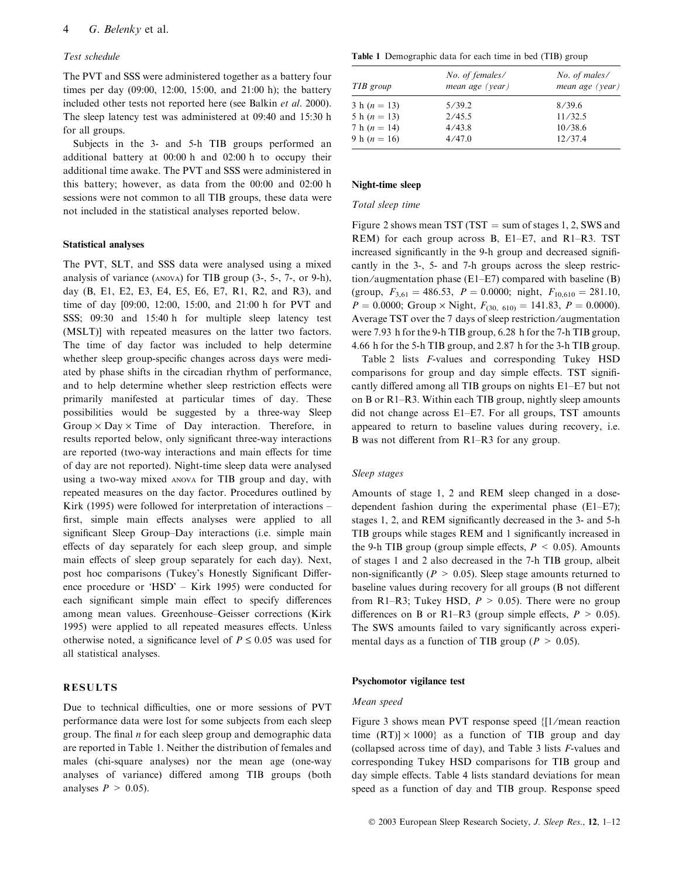*Test schedule*

The PVT and SSS were administered together as a battery four times per day (09:00, 12:00, 15:00, and 21:00 h); the battery included other tests not reported here (see Balkin *et al*. 2000). The sleep latency test was administered at 09:40 and 15:30 h for all groups.

Subjects in the 3- and 5-h TIB groups performed an additional battery at 00:00 h and 02:00 h to occupy their additional time awake. The PVT and SSS were administered in this battery; however, as data from the 00:00 and 02:00 h sessions were not common to all TIB groups, these data were not included in the statistical analyses reported below.

### Statistical analyses

The PVT, SLT, and SSS data were analysed using a mixed analysis of variance (ANOVA) for TIB group (3-, 5-, 7-, or 9-h), day (B, E1, E2, E3, E4, E5, E6, E7, R1, R2, and R3), and time of day [09:00, 12:00, 15:00, and 21:00 h for PVT and SSS; 09:30 and 15:40 h for multiple sleep latency test (MSLT)] with repeated measures on the latter two factors. The time of day factor was included to help determine whether sleep group-specific changes across days were mediated by phase shifts in the circadian rhythm of performance, and to help determine whether sleep restriction effects were primarily manifested at particular times of day. These possibilities would be suggested by a three-way Sleep Group × Day × Time of Day interaction. Therefore, in results reported below, only significant three-way interactions are reported (two-way interactions and main effects for time of day are not reported). Night-time sleep data were analysed using a two-way mixed ANOVA for TIB group and day, with repeated measures on the day factor. Procedures outlined by Kirk (1995) were followed for interpretation of interactions – first, simple main effects analyses were applied to all significant Sleep Group–Day interactions (i.e. simple main effects of day separately for each sleep group, and simple main effects of sleep group separately for each day). Next, post hoc comparisons (Tukey's Honestly Significant Difference procedure or 'HSD' – Kirk 1995) were conducted for each significant simple main effect to specify differences among mean values. Greenhouse–Geisser corrections (Kirk 1995) were applied to all repeated measures effects. Unless otherwise noted, a significance level of $P \leq 0.05$ was used for all statistical analyses.

## RESULTS

Due to technical difficulties, one or more sessions of PVT performance data were lost for some subjects from each sleep group. The final *n* for each sleep group and demographic data are reported in Table 1. Neither the distribution of females and males (chi-square analyses) nor the mean age (one-way analyses of variance) differed among TIB groups (both analyses $P > 0.05$).

**Table 1** Demographic data for each time in bed (TIB) group

| TIB group | No. of females/ mean age (year) | No. of males/ mean age (year) |
|---|---|---|
| 3 h ($n = 13$) | 5/39.2 | 8/39.6 |
| 5 h ($n = 13$) | 2/45.5 | 11/32.5 |
| 7 h ($n = 14$) | 4/43.8 | 10/38.6 |
| 9 h ($n = 16$) | 4/47.0 | 12/37.4 |

### Night-time sleep

*Total sleep time*

Figure 2 shows mean TST (TST = sum of stages 1, 2, SWS and REM) for each group across B, E1–E7, and R1–R3. TST increased significantly in the 9-h group and decreased significantly in the 3-, 5- and 7-h groups across the sleep restriction/augmentation phase (E1–E7) compared with baseline (B) (group, $F_{3,61} = 486.53$, $P = 0.0000$; night, $F_{10,610} = 281.10$, $P = 0.0000$; Group × Night, $F_{(30,\ 610)} = 141.83$, $P = 0.0000$). Average TST over the 7 days of sleep restriction/augmentation were 7.93 h for the 9-h TIB group, 6.28 h for the 7-h TIB group, 4.66 h for the 5-h TIB group, and 2.87 h for the 3-h TIB group.

Table 2 lists *F*-values and corresponding Tukey HSD comparisons for group and day simple effects. TST significantly differed among all TIB groups on nights E1–E7 but not on B or R1–R3. Within each TIB group, nightly sleep amounts did not change across E1–E7. For all groups, TST amounts appeared to return to baseline values during recovery, i.e. B was not different from R1–R3 for any group.

*Sleep stages*

Amounts of stage 1, 2 and REM sleep changed in a dose-dependent fashion during the experimental phase (E1–E7); stages 1, 2, and REM significantly decreased in the 3- and 5-h TIB groups while stages REM and 1 significantly increased in the 9-h TIB group (group simple effects, $P < 0.05$). Amounts of stages 1 and 2 also decreased in the 7-h TIB group, albeit non-significantly ($P > 0.05$). Sleep stage amounts returned to baseline values during recovery for all groups (B not different from R1–R3; Tukey HSD, $P > 0.05$). There were no group differences on B or R1–R3 (group simple effects, $P > 0.05$). The SWS amounts failed to vary significantly across experimental days as a function of TIB group ($P > 0.05$).

### Psychomotor vigilance test

*Mean speed*

Figure 3 shows mean PVT response speed {[1/mean reaction time (RT)] × 1000} as a function of TIB group and day (collapsed across time of day), and Table 3 lists *F*-values and corresponding Tukey HSD comparisons for TIB group and day simple effects. Table 4 lists standard deviations for mean speed as a function of day and TIB group. Response speed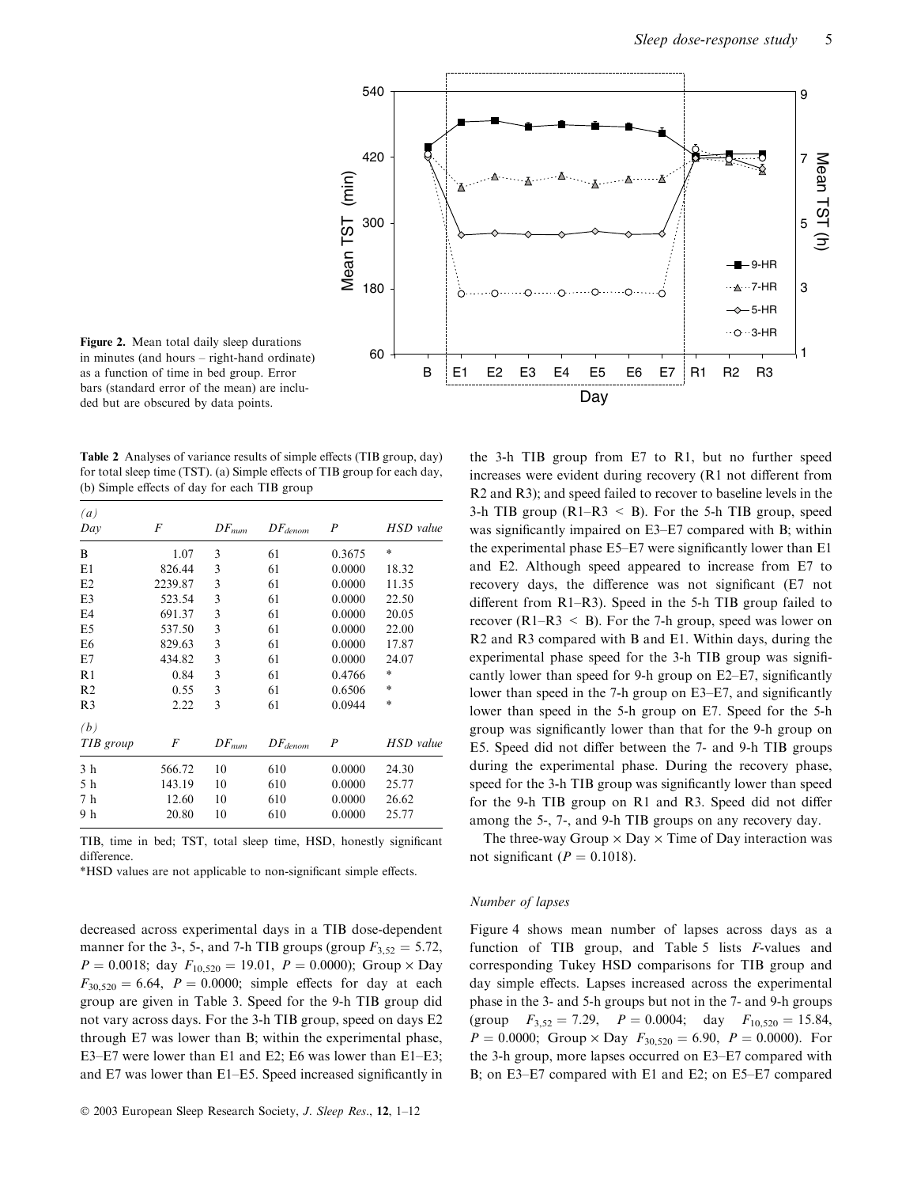Figure 2. Mean total daily sleep durations in minutes (and hours – right-hand ordinate) as a function of time in bed group. Error bars (standard error of the mean) are included but are obscured by data points.

Table 2 Analyses of variance results of simple effects (TIB group, day) for total sleep time (TST). (a) Simple effects of TIB group for each day, (b) Simple effects of day for each TIB group

| *(a)* Day | *F* | $DF_{num}$ | $DF_{denom}$ | *P* | *HSD value* |
|---|---|---|---|---|---|
| B | 1.07 | 3 | 61 | 0.3675 | * |
| E1 | 826.44 | 3 | 61 | 0.0000 | 18.32 |
| E2 | 2239.87 | 3 | 61 | 0.0000 | 11.35 |
| E3 | 523.54 | 3 | 61 | 0.0000 | 22.50 |
| E4 | 691.37 | 3 | 61 | 0.0000 | 20.05 |
| E5 | 537.50 | 3 | 61 | 0.0000 | 22.00 |
| E6 | 829.63 | 3 | 61 | 0.0000 | 17.87 |
| E7 | 434.82 | 3 | 61 | 0.0000 | 24.07 |
| R1 | 0.84 | 3 | 61 | 0.4766 | * |
| R2 | 0.55 | 3 | 61 | 0.6506 | * |
| R3 | 2.22 | 3 | 61 | 0.0944 | * |
| ***(b)* TIB group** | ***F*** | **$DF_{num}$** | **$DF_{denom}$** | ***P*** | ***HSD value*** |
| 3 h | 566.72 | 10 | 610 | 0.0000 | 24.30 |
| 5 h | 143.19 | 10 | 610 | 0.0000 | 25.77 |
| 7 h | 12.60 | 10 | 610 | 0.0000 | 26.62 |
| 9 h | 20.80 | 10 | 610 | 0.0000 | 25.77 |

TIB, time in bed; TST, total sleep time, HSD, honestly significant difference.

*HSD values are not applicable to non-significant simple effects.

decreased across experimental days in a TIB dose-dependent manner for the 3-, 5-, and 7-h TIB groups (group $F_{3,52} = 5.72$, $P = 0.0018$; day $F_{10,520} = 19.01$, $P = 0.0000$); Group × Day $F_{30,520} = 6.64$, $P = 0.0000$; simple effects for day at each group are given in Table 3. Speed for the 9-h TIB group did not vary across days. For the 3-h TIB group, speed on days E2 through E7 was lower than B; within the experimental phase, E3–E7 were lower than E1 and E2; E6 was lower than E1–E3; and E7 was lower than E1–E5. Speed increased significantly in the 3-h TIB group from E7 to R1, but no further speed increases were evident during recovery (R1 not different from R2 and R3); and speed failed to recover to baseline levels in the 3-h TIB group (R1–R3 < B). For the 5-h TIB group, speed was significantly impaired on E3–E7 compared with B; within the experimental phase E5–E7 were significantly lower than E1 and E2. Although speed appeared to increase from E7 to recovery days, the difference was not significant (E7 not different from R1–R3). Speed in the 5-h TIB group failed to recover (R1–R3 < B). For the 7-h group, speed was lower on R2 and R3 compared with B and E1. Within days, during the experimental phase speed for the 3-h TIB group was significantly lower than speed for 9-h group on E2–E7, significantly lower than speed in the 7-h group on E3–E7, and significantly lower than speed in the 5-h group on E7. Speed for the 5-h group was significantly lower than that for the 9-h group on E5. Speed did not differ between the 7- and 9-h TIB groups during the experimental phase. During the recovery phase, speed for the 3-h TIB group was significantly lower than speed for the 9-h TIB group on R1 and R3. Speed did not differ among the 5-, 7-, and 9-h TIB groups on any recovery day.

The three-way Group × Day × Time of Day interaction was not significant ($P = 0.1018$).

### *Number of lapses*

Figure 4 shows mean number of lapses across days as a function of TIB group, and Table 5 lists *F*-values and corresponding Tukey HSD comparisons for TIB group and day simple effects. Lapses increased across the experimental phase in the 3- and 5-h groups but not in the 7- and 9-h groups (group $F_{3,52} = 7.29$, $P = 0.0004$; day $F_{10,520} = 15.84$, $P = 0.0000$; Group × Day $F_{30,520} = 6.90$, $P = 0.0000$). For the 3-h group, more lapses occurred on E3–E7 compared with B; on E3–E7 compared with E1 and E2; on E5–E7 compared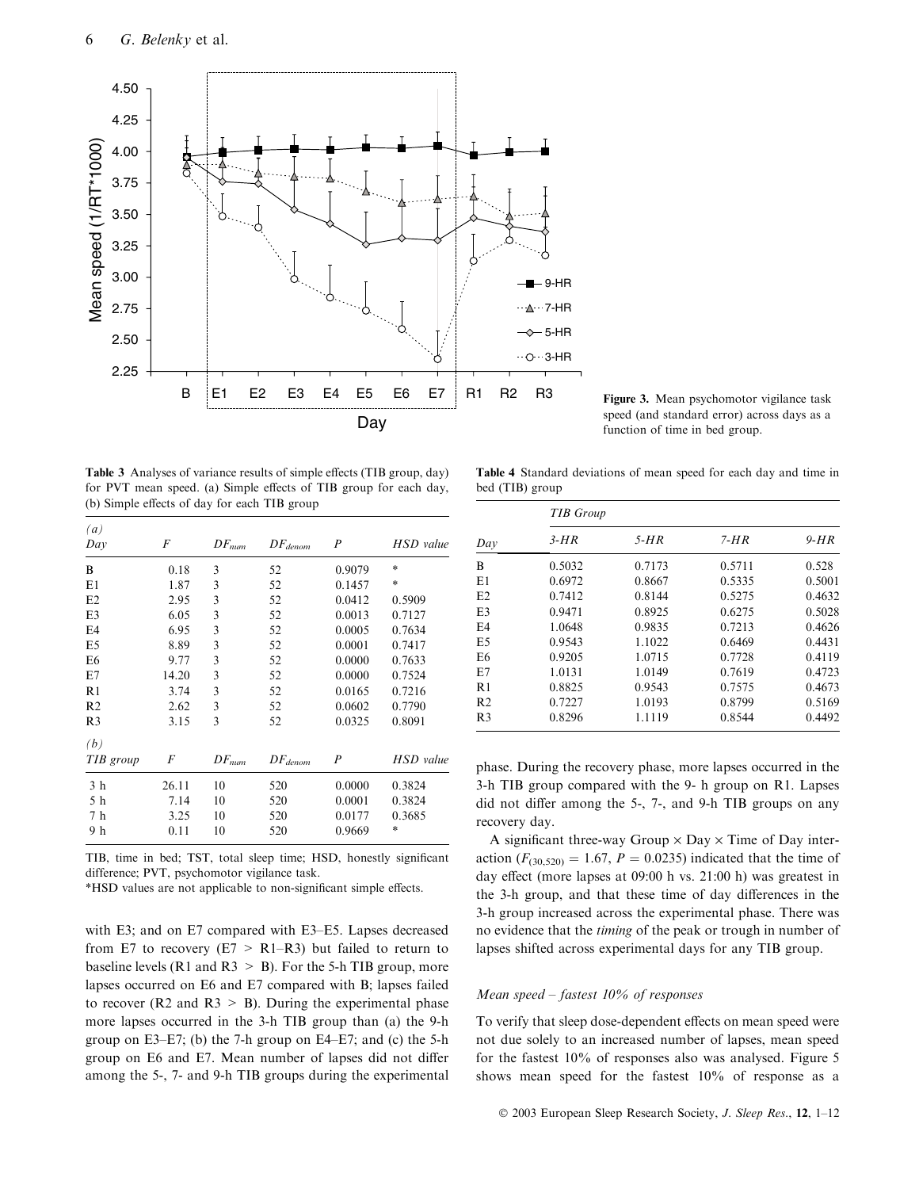Figure 3. Mean psychomotor vigilance task speed (and standard error) across days as a function of time in bed group.

**Table 3** Analyses of variance results of simple effects (TIB group, day) for PVT mean speed. (a) Simple effects of TIB group for each day, (b) Simple effects of day for each TIB group

| *(a)* Day | $F$ | $DF_{num}$ | $DF_{denom}$ | $P$ | *HSD value* |
|---|---|---|---|---|---|
| B | 0.18 | 3 | 52 | 0.9079 | * |
| E1 | 1.87 | 3 | 52 | 0.1457 | * |
| E2 | 2.95 | 3 | 52 | 0.0412 | 0.5909 |
| E3 | 6.05 | 3 | 52 | 0.0013 | 0.7127 |
| E4 | 6.95 | 3 | 52 | 0.0005 | 0.7634 |
| E5 | 8.89 | 3 | 52 | 0.0001 | 0.7417 |
| E6 | 9.77 | 3 | 52 | 0.0000 | 0.7633 |
| E7 | 14.20 | 3 | 52 | 0.0000 | 0.7524 |
| R1 | 3.74 | 3 | 52 | 0.0165 | 0.7216 |
| R2 | 2.62 | 3 | 52 | 0.0602 | 0.7790 |
| R3 | 3.15 | 3 | 52 | 0.0325 | 0.8091 |
| ***(b)* TIB group** | $F$ | $DF_{num}$ | $DF_{denom}$ | $P$ | *HSD value* |
| 3 h | 26.11 | 10 | 520 | 0.0000 | 0.3824 |
| 5 h | 7.14 | 10 | 520 | 0.0001 | 0.3824 |
| 7 h | 3.25 | 10 | 520 | 0.0177 | 0.3685 |
| 9 h | 0.11 | 10 | 520 | 0.9669 | * |

TIB, time in bed; TST, total sleep time; HSD, honestly significant difference; PVT, psychomotor vigilance task.

*HSD values are not applicable to non-significant simple effects.

**Table 4** Standard deviations of mean speed for each day and time in bed (TIB) group

| Day | *TIB Group* 3-HR | 5-HR | 7-HR | 9-HR |
|---|---|---|---|---|
| B | 0.5032 | 0.7173 | 0.5711 | 0.528 |
| E1 | 0.6972 | 0.8667 | 0.5335 | 0.5001 |
| E2 | 0.7412 | 0.8144 | 0.5275 | 0.4632 |
| E3 | 0.9471 | 0.8925 | 0.6275 | 0.5028 |
| E4 | 1.0648 | 0.9835 | 0.7213 | 0.4626 |
| E5 | 0.9543 | 1.1022 | 0.6469 | 0.4431 |
| E6 | 0.9205 | 1.0715 | 0.7728 | 0.4119 |
| E7 | 1.0131 | 1.0149 | 0.7619 | 0.4723 |
| R1 | 0.8825 | 0.9543 | 0.7575 | 0.4673 |
| R2 | 0.7227 | 1.0193 | 0.8799 | 0.5169 |
| R3 | 0.8296 | 1.1119 | 0.8544 | 0.4492 |

with E3; and on E7 compared with E3–E5. Lapses decreased from E7 to recovery (E7 > R1–R3) but failed to return to baseline levels (R1 and R3 > B). For the 5-h TIB group, more lapses occurred on E6 and E7 compared with B; lapses failed to recover (R2 and R3 > B). During the experimental phase more lapses occurred in the 3-h TIB group than (a) the 9-h group on E3–E7; (b) the 7-h group on E4–E7; and (c) the 5-h group on E6 and E7. Mean number of lapses did not differ among the 5-, 7- and 9-h TIB groups during the experimental phase. During the recovery phase, more lapses occurred in the 3-h TIB group compared with the 9- h group on R1. Lapses did not differ among the 5-, 7-, and 9-h TIB groups on any recovery day.

A significant three-way Group × Day × Time of Day interaction ($F_{(30,520)} = 1.67$, $P = 0.0235$) indicated that the time of day effect (more lapses at 09:00 h vs. 21:00 h) was greatest in the 3-h group, and that these time of day differences in the 3-h group increased across the experimental phase. There was no evidence that the *timing* of the peak or trough in number of lapses shifted across experimental days for any TIB group.

### *Mean speed – fastest 10% of responses*

To verify that sleep dose-dependent effects on mean speed were not due solely to an increased number of lapses, mean speed for the fastest 10% of responses also was analysed. Figure 5 shows mean speed for the fastest 10% of response as a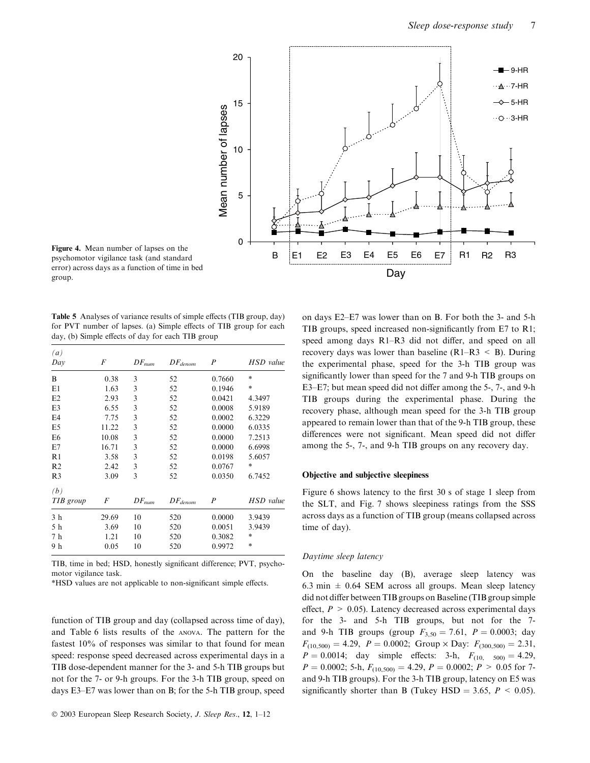**Figure 4.** Mean number of lapses on the psychomotor vigilance task (and standard error) across days as a function of time in bed group.

**Table 5** Analyses of variance results of simple effects (TIB group, day) for PVT number of lapses. (a) Simple effects of TIB group for each day, (b) Simple effects of day for each TIB group

| *(a)* Day | *F* | $DF_{num}$ | $DF_{denom}$ | *P* | *HSD value* |
|---|---|---|---|---|---|
| B | 0.38 | 3 | 52 | 0.7660 | * |
| E1 | 1.63 | 3 | 52 | 0.1946 | * |
| E2 | 2.93 | 3 | 52 | 0.0421 | 4.3497 |
| E3 | 6.55 | 3 | 52 | 0.0008 | 5.9189 |
| E4 | 7.75 | 3 | 52 | 0.0002 | 6.3229 |
| E5 | 11.22 | 3 | 52 | 0.0000 | 6.0335 |
| E6 | 10.08 | 3 | 52 | 0.0000 | 7.2513 |
| E7 | 16.71 | 3 | 52 | 0.0000 | 6.6998 |
| R1 | 3.58 | 3 | 52 | 0.0198 | 5.6057 |
| R2 | 2.42 | 3 | 52 | 0.0767 | * |
| R3 | 3.09 | 3 | 52 | 0.0350 | 6.7452 |
| ***(b)* TIB group** | ***F*** | $DF_{num}$ | $DF_{denom}$ | ***P*** | ***HSD value*** |
| 3 h | 29.69 | 10 | 520 | 0.0000 | 3.9439 |
| 5 h | 3.69 | 10 | 520 | 0.0051 | 3.9439 |
| 7 h | 1.21 | 10 | 520 | 0.3082 | * |
| 9 h | 0.05 | 10 | 520 | 0.9972 | * |

TIB, time in bed; HSD, honestly significant difference; PVT, psychomotor vigilance task.

*HSD values are not applicable to non-significant simple effects.

function of TIB group and day (collapsed across time of day), and Table 6 lists results of the ANOVA. The pattern for the fastest 10% of responses was similar to that found for mean speed: response speed decreased across experimental days in a TIB dose-dependent manner for the 3- and 5-h TIB groups but not for the 7- or 9-h groups. For the 3-h TIB group, speed on days E3–E7 was lower than on B; for the 5-h TIB group, speed on days E2–E7 was lower than on B. For both the 3- and 5-h TIB groups, speed increased non-significantly from E7 to R1; speed among days R1–R3 did not differ, and speed on all recovery days was lower than baseline (R1–R3 < B). During the experimental phase, speed for the 3-h TIB group was significantly lower than speed for the 7 and 9-h TIB groups on E3–E7; but mean speed did not differ among the 5-, 7-, and 9-h TIB groups during the experimental phase. During the recovery phase, although mean speed for the 3-h TIB group appeared to remain lower than that of the 9-h TIB group, these differences were not significant. Mean speed did not differ among the 5-, 7-, and 9-h TIB groups on any recovery day.

### Objective and subjective sleepiness

Figure 6 shows latency to the first 30 s of stage 1 sleep from the SLT, and Fig. 7 shows sleepiness ratings from the SSS across days as a function of TIB group (means collapsed across time of day).

#### *Daytime sleep latency*

On the baseline day (B), average sleep latency was 6.3 min ± 0.64 SEM across all groups. Mean sleep latency did not differ between TIB groups on Baseline (TIB group simple effect, $P > 0.05$). Latency decreased across experimental days for the 3- and 5-h TIB groups, but not for the 7- and 9-h TIB groups (group $F_{3,50} = 7.61$, $P = 0.0003$; day $F_{(10,500)} = 4.29$, $P = 0.0002$; Group × Day: $F_{(300,500)} = 2.31$, $P = 0.0014$; day simple effects: 3-h, $F_{(10,\ 500)} = 4.29$, $P = 0.0002$; 5-h, $F_{(10,500)} = 4.29$, $P = 0.0002$; $P > 0.05$ for 7- and 9-h TIB groups). For the 3-h TIB group, latency on E5 was significantly shorter than B (Tukey HSD = 3.65, $P < 0.05$).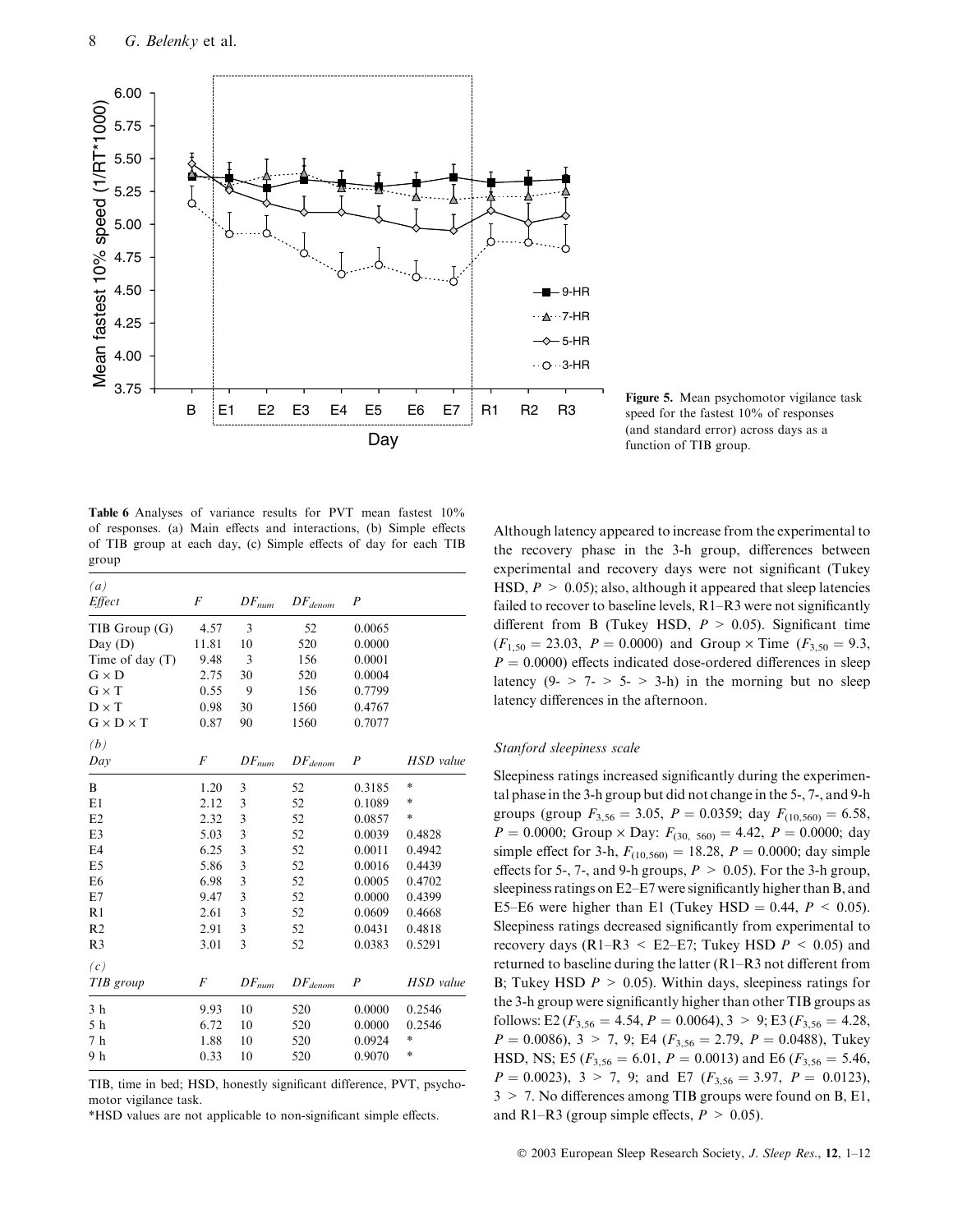Figure 5. Mean psychomotor vigilance task speed for the fastest 10% of responses (and standard error) across days as a function of TIB group.

Table 6 Analyses of variance results for PVT mean fastest 10% of responses. (a) Main effects and interactions, (b) Simple effects of TIB group at each day, (c) Simple effects of day for each TIB group

| *(a)* | | | | | |
|---|---|---|---|---|---|
| *Effect* | *F* | $DF_{num}$ | $DF_{denom}$ | *P* | |
| TIB Group (G) | 4.57 | 3 | 52 | 0.0065 | |
| Day (D) | 11.81 | 10 | 520 | 0.0000 | |
| Time of day (T) | 9.48 | 3 | 156 | 0.0001 | |
| G × D | 2.75 | 30 | 520 | 0.0004 | |
| G × T | 0.55 | 9 | 156 | 0.7799 | |
| D × T | 0.98 | 30 | 1560 | 0.4767 | |
| G × D × T | 0.87 | 90 | 1560 | 0.7077 | |
| *(b)* | | | | | |
| *Day* | *F* | $DF_{num}$ | $DF_{denom}$ | *P* | *HSD value* |
| B | 1.20 | 3 | 52 | 0.3185 | * |
| E1 | 2.12 | 3 | 52 | 0.1089 | * |
| E2 | 2.32 | 3 | 52 | 0.0857 | * |
| E3 | 5.03 | 3 | 52 | 0.0039 | 0.4828 |
| E4 | 6.25 | 3 | 52 | 0.0011 | 0.4942 |
| E5 | 5.86 | 3 | 52 | 0.0016 | 0.4439 |
| E6 | 6.98 | 3 | 52 | 0.0005 | 0.4702 |
| E7 | 9.47 | 3 | 52 | 0.0000 | 0.4399 |
| R1 | 2.61 | 3 | 52 | 0.0609 | 0.4668 |
| R2 | 2.91 | 3 | 52 | 0.0431 | 0.4818 |
| R3 | 3.01 | 3 | 52 | 0.0383 | 0.5291 |
| *(c)* | | | | | |
| *TIB group* | *F* | $DF_{num}$ | $DF_{denom}$ | *P* | *HSD value* |
| 3 h | 9.93 | 10 | 520 | 0.0000 | 0.2546 |
| 5 h | 6.72 | 10 | 520 | 0.0000 | 0.2546 |
| 7 h | 1.88 | 10 | 520 | 0.0924 | * |
| 9 h | 0.33 | 10 | 520 | 0.9070 | * |

TIB, time in bed; HSD, honestly significant difference, PVT, psychomotor vigilance task.

*HSD values are not applicable to non-significant simple effects.

Although latency appeared to increase from the experimental to the recovery phase in the 3-h group, differences between experimental and recovery days were not significant (Tukey HSD, $P > 0.05$); also, although it appeared that sleep latencies failed to recover to baseline levels, R1–R3 were not significantly different from B (Tukey HSD, $P > 0.05$). Significant time ($F_{1,50} = 23.03$, $P = 0.0000$) and Group × Time ($F_{3,50} = 9.3$, $P = 0.0000$) effects indicated dose-ordered differences in sleep latency (9- > 7- > 5- > 3-h) in the morning but no sleep latency differences in the afternoon.

### Stanford sleepiness scale

Sleepiness ratings increased significantly during the experimental phase in the 3-h group but did not change in the 5-, 7-, and 9-h groups (group $F_{3,56} = 3.05$, $P = 0.0359$; day $F_{(10,560)} = 6.58$, $P = 0.0000$; Group × Day: $F_{(30,\ 560)} = 4.42$, $P = 0.0000$; day simple effect for 3-h, $F_{(10,560)} = 18.28$, $P = 0.0000$; day simple effects for 5-, 7-, and 9-h groups, $P > 0.05$). For the 3-h group, sleepiness ratings on E2–E7 were significantly higher than B, and E5–E6 were higher than E1 (Tukey HSD = 0.44, $P < 0.05$). Sleepiness ratings decreased significantly from experimental to recovery days (R1–R3 < E2–E7; Tukey HSD $P < 0.05$) and returned to baseline during the latter (R1–R3 not different from B; Tukey HSD $P > 0.05$). Within days, sleepiness ratings for the 3-h group were significantly higher than other TIB groups as follows: E2 ($F_{3,56} = 4.54$, $P = 0.0064$), 3 > 9; E3 ($F_{3,56} = 4.28$, $P = 0.0086$), 3 > 7, 9; E4 ($F_{3,56} = 2.79$, $P = 0.0488$), Tukey HSD, NS; E5 ($F_{3,56} = 6.01$, $P = 0.0013$) and E6 ($F_{3,56} = 5.46$, $P = 0.0023$), 3 > 7, 9; and E7 ($F_{3,56} = 3.97$, $P = 0.0123$), 3 > 7. No differences among TIB groups were found on B, E1, and R1–R3 (group simple effects, $P > 0.05$).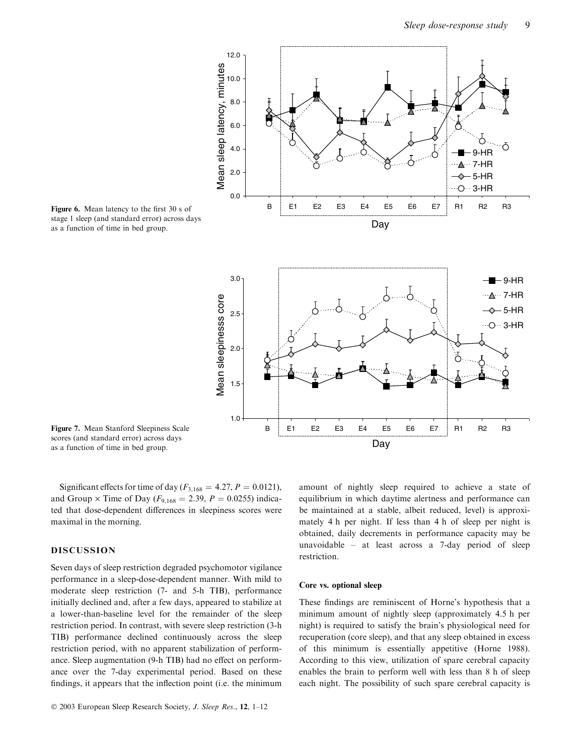Figure 6. Mean latency to the first 30 s of stage 1 sleep (and standard error) across days as a function of time in bed group.

Figure 7. Mean Stanford Sleepiness Scale scores (and standard error) across days as a function of time in bed group.

Significant effects for time of day ($F_{3,168} = 4.27$, $P = 0.0121$), and Group × Time of Day ($F_{9,168} = 2.39$, $P = 0.0255$) indicated that dose-dependent differences in sleepiness scores were maximal in the morning.

## DISCUSSION

Seven days of sleep restriction degraded psychomotor vigilance performance in a sleep-dose-dependent manner. With mild to moderate sleep restriction (7- and 5-h TIB), performance initially declined and, after a few days, appeared to stabilize at a lower-than-baseline level for the remainder of the sleep restriction period. In contrast, with severe sleep restriction (3-h TIB) performance declined continuously across the sleep restriction period, with no apparent stabilization of performance. Sleep augmentation (9-h TIB) had no effect on performance over the 7-day experimental period. Based on these findings, it appears that the inflection point (i.e. the minimum amount of nightly sleep required to achieve a state of equilibrium in which daytime alertness and performance can be maintained at a stable, albeit reduced, level) is approximately 4 h per night. If less than 4 h of sleep per night is obtained, daily decrements in performance capacity may be unavoidable – at least across a 7-day period of sleep restriction.

### Core vs. optional sleep

These findings are reminiscent of Horne's hypothesis that a minimum amount of nightly sleep (approximately 4.5 h per night) is required to satisfy the brain's physiological need for recuperation (core sleep), and that any sleep obtained in excess of this minimum is essentially appetitive (Horne 1988). According to this view, utilization of spare cerebral capacity enables the brain to perform well with less than 8 h of sleep each night. The possibility of such spare cerebral capacity is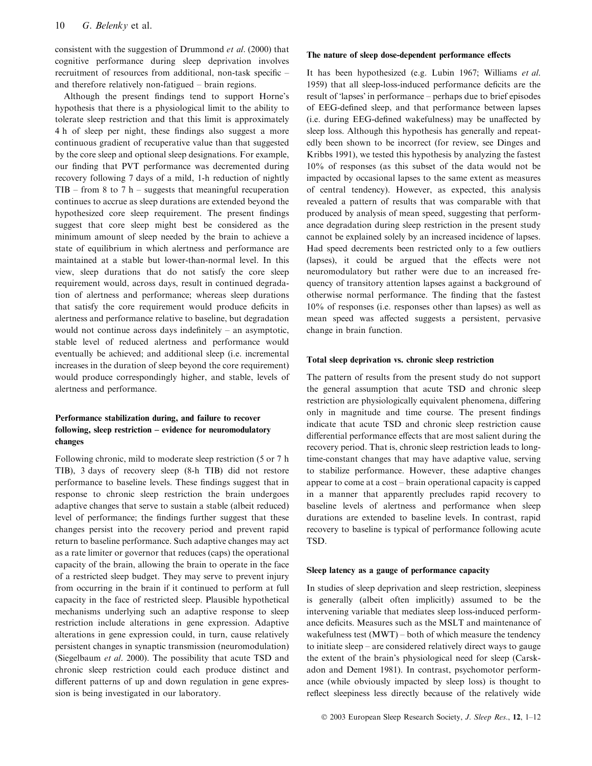consistent with the suggestion of Drummond *et al*. (2000) that cognitive performance during sleep deprivation involves recruitment of resources from additional, non-task specific – and therefore relatively non-fatigued – brain regions.

Although the present findings tend to support Horne's hypothesis that there is a physiological limit to the ability to tolerate sleep restriction and that this limit is approximately 4 h of sleep per night, these findings also suggest a more continuous gradient of recuperative value than that suggested by the core sleep and optional sleep designations. For example, our finding that PVT performance was decremented during recovery following 7 days of a mild, 1-h reduction of nightly TIB – from 8 to 7 h – suggests that meaningful recuperation continues to accrue as sleep durations are extended beyond the hypothesized core sleep requirement. The present findings suggest that core sleep might best be considered as the minimum amount of sleep needed by the brain to achieve a state of equilibrium in which alertness and performance are maintained at a stable but lower-than-normal level. In this view, sleep durations that do not satisfy the core sleep requirement would, across days, result in continued degradation of alertness and performance; whereas sleep durations that satisfy the core requirement would produce deficits in alertness and performance relative to baseline, but degradation would not continue across days indefinitely – an asymptotic, stable level of reduced alertness and performance would eventually be achieved; and additional sleep (i.e. incremental increases in the duration of sleep beyond the core requirement) would produce correspondingly higher, and stable, levels of alertness and performance.

### Performance stabilization during, and failure to recover following, sleep restriction – evidence for neuromodulatory changes

Following chronic, mild to moderate sleep restriction (5 or 7 h TIB), 3 days of recovery sleep (8-h TIB) did not restore performance to baseline levels. These findings suggest that in response to chronic sleep restriction the brain undergoes adaptive changes that serve to sustain a stable (albeit reduced) level of performance; the findings further suggest that these changes persist into the recovery period and prevent rapid return to baseline performance. Such adaptive changes may act as a rate limiter or governor that reduces (caps) the operational capacity of the brain, allowing the brain to operate in the face of a restricted sleep budget. They may serve to prevent injury from occurring in the brain if it continued to perform at full capacity in the face of restricted sleep. Plausible hypothetical mechanisms underlying such an adaptive response to sleep restriction include alterations in gene expression. Adaptive alterations in gene expression could, in turn, cause relatively persistent changes in synaptic transmission (neuromodulation) (Siegelbaum *et al*. 2000). The possibility that acute TSD and chronic sleep restriction could each produce distinct and different patterns of up and down regulation in gene expression is being investigated in our laboratory.

### The nature of sleep dose-dependent performance effects

It has been hypothesized (e.g. Lubin 1967; Williams *et al*. 1959) that all sleep-loss-induced performance deficits are the result of 'lapses' in performance – perhaps due to brief episodes of EEG-defined sleep, and that performance between lapses (i.e. during EEG-defined wakefulness) may be unaffected by sleep loss. Although this hypothesis has generally and repeatedly been shown to be incorrect (for review, see Dinges and Kribbs 1991), we tested this hypothesis by analyzing the fastest 10% of responses (as this subset of the data would not be impacted by occasional lapses to the same extent as measures of central tendency). However, as expected, this analysis revealed a pattern of results that was comparable with that produced by analysis of mean speed, suggesting that performance degradation during sleep restriction in the present study cannot be explained solely by an increased incidence of lapses. Had speed decrements been restricted only to a few outliers (lapses), it could be argued that the effects were not neuromodulatory but rather were due to an increased frequency of transitory attention lapses against a background of otherwise normal performance. The finding that the fastest 10% of responses (i.e. responses other than lapses) as well as mean speed was affected suggests a persistent, pervasive change in brain function.

### Total sleep deprivation vs. chronic sleep restriction

The pattern of results from the present study do not support the general assumption that acute TSD and chronic sleep restriction are physiologically equivalent phenomena, differing only in magnitude and time course. The present findings indicate that acute TSD and chronic sleep restriction cause differential performance effects that are most salient during the recovery period. That is, chronic sleep restriction leads to long-time-constant changes that may have adaptive value, serving to stabilize performance. However, these adaptive changes appear to come at a cost – brain operational capacity is capped in a manner that apparently precludes rapid recovery to baseline levels of alertness and performance when sleep durations are extended to baseline levels. In contrast, rapid recovery to baseline is typical of performance following acute TSD.

### Sleep latency as a gauge of performance capacity

In studies of sleep deprivation and sleep restriction, sleepiness is generally (albeit often implicitly) assumed to be the intervening variable that mediates sleep loss-induced performance deficits. Measures such as the MSLT and maintenance of wakefulness test (MWT) – both of which measure the tendency to initiate sleep – are considered relatively direct ways to gauge the extent of the brain's physiological need for sleep (Carskadon and Dement 1981). In contrast, psychomotor performance (while obviously impacted by sleep loss) is thought to reflect sleepiness less directly because of the relatively wide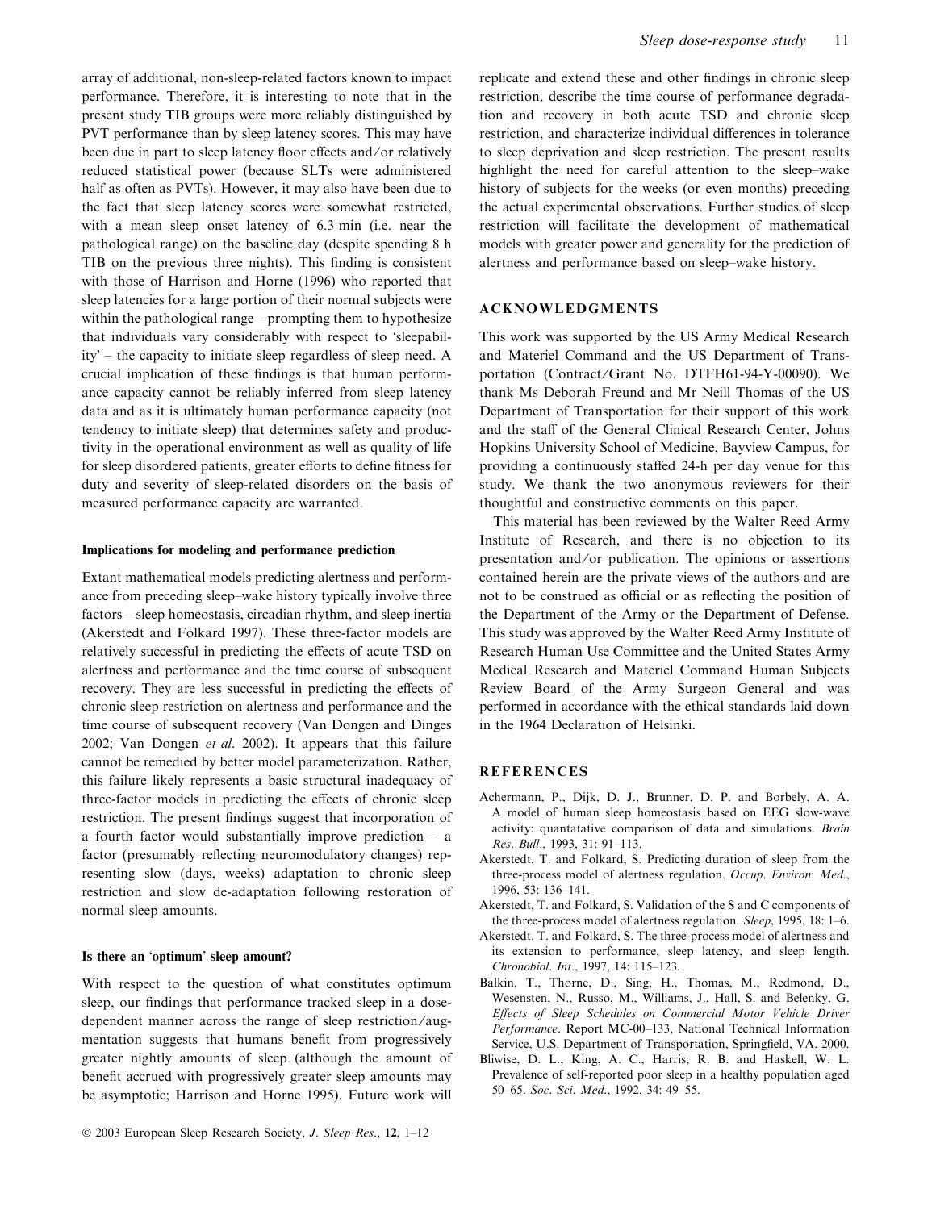array of additional, non-sleep-related factors known to impact performance. Therefore, it is interesting to note that in the present study TIB groups were more reliably distinguished by PVT performance than by sleep latency scores. This may have been due in part to sleep latency floor effects and/or relatively reduced statistical power (because SLTs were administered half as often as PVTs). However, it may also have been due to the fact that sleep latency scores were somewhat restricted, with a mean sleep onset latency of 6.3 min (i.e. near the pathological range) on the baseline day (despite spending 8 h TIB on the previous three nights). This finding is consistent with those of Harrison and Horne (1996) who reported that sleep latencies for a large portion of their normal subjects were within the pathological range – prompting them to hypothesize that individuals vary considerably with respect to 'sleepability' – the capacity to initiate sleep regardless of sleep need. A crucial implication of these findings is that human performance capacity cannot be reliably inferred from sleep latency data and as it is ultimately human performance capacity (not tendency to initiate sleep) that determines safety and productivity in the operational environment as well as quality of life for sleep disordered patients, greater efforts to define fitness for duty and severity of sleep-related disorders on the basis of measured performance capacity are warranted.

#### Implications for modeling and performance prediction

Extant mathematical models predicting alertness and performance from preceding sleep–wake history typically involve three factors – sleep homeostasis, circadian rhythm, and sleep inertia (Akerstedt and Folkard 1997). These three-factor models are relatively successful in predicting the effects of acute TSD on alertness and performance and the time course of subsequent recovery. They are less successful in predicting the effects of chronic sleep restriction on alertness and performance and the time course of subsequent recovery (Van Dongen and Dinges 2002; Van Dongen *et al*. 2002). It appears that this failure cannot be remedied by better model parameterization. Rather, this failure likely represents a basic structural inadequacy of three-factor models in predicting the effects of chronic sleep restriction. The present findings suggest that incorporation of a fourth factor would substantially improve prediction – a factor (presumably reflecting neuromodulatory changes) representing slow (days, weeks) adaptation to chronic sleep restriction and slow de-adaptation following restoration of normal sleep amounts.

#### Is there an 'optimum' sleep amount?

With respect to the question of what constitutes optimum sleep, our findings that performance tracked sleep in a dose-dependent manner across the range of sleep restriction/augmentation suggests that humans benefit from progressively greater nightly amounts of sleep (although the amount of benefit accrued with progressively greater sleep amounts may be asymptotic; Harrison and Horne 1995). Future work will replicate and extend these and other findings in chronic sleep restriction, describe the time course of performance degradation and recovery in both acute TSD and chronic sleep restriction, and characterize individual differences in tolerance to sleep deprivation and sleep restriction. The present results highlight the need for careful attention to the sleep–wake history of subjects for the weeks (or even months) preceding the actual experimental observations. Further studies of sleep restriction will facilitate the development of mathematical models with greater power and generality for the prediction of alertness and performance based on sleep–wake history.

## ACKNOWLEDGMENTS

This work was supported by the US Army Medical Research and Materiel Command and the US Department of Transportation (Contract/Grant No. DTFH61-94-Y-00090). We thank Ms Deborah Freund and Mr Neill Thomas of the US Department of Transportation for their support of this work and the staff of the General Clinical Research Center, Johns Hopkins University School of Medicine, Bayview Campus, for providing a continuously staffed 24-h per day venue for this study. We thank the two anonymous reviewers for their thoughtful and constructive comments on this paper.

This material has been reviewed by the Walter Reed Army Institute of Research, and there is no objection to its presentation and/or publication. The opinions or assertions contained herein are the private views of the authors and are not to be construed as official or as reflecting the position of the Department of the Army or the Department of Defense. This study was approved by the Walter Reed Army Institute of Research Human Use Committee and the United States Army Medical Research and Materiel Command Human Subjects Review Board of the Army Surgeon General and was performed in accordance with the ethical standards laid down in the 1964 Declaration of Helsinki.

## REFERENCES

Achermann, P., Dijk, D. J., Brunner, D. P. and Borbely, A. A. A model of human sleep homeostasis based on EEG slow-wave activity: quantatative comparison of data and simulations. *Brain Res. Bull*., 1993, 31: 91–113.

Akerstedt, T. and Folkard, S. Predicting duration of sleep from the three-process model of alertness regulation. *Occup. Environ. Med*., 1996, 53: 136–141.

Akerstedt, T. and Folkard, S. Validation of the S and C components of the three-process model of alertness regulation. *Sleep*, 1995, 18: 1–6.

Akerstedt. T. and Folkard, S. The three-process model of alertness and its extension to performance, sleep latency, and sleep length. *Chronobiol. Int*., 1997, 14: 115–123.

Balkin, T., Thorne, D., Sing, H., Thomas, M., Redmond, D., Wesensten, N., Russo, M., Williams, J., Hall, S. and Belenky, G. *Effects of Sleep Schedules on Commercial Motor Vehicle Driver Performance*. Report MC-00–133, National Technical Information Service, U.S. Department of Transportation, Springfield, VA, 2000.

Bliwise, D. L., King, A. C., Harris, R. B. and Haskell, W. L. Prevalence of self-reported poor sleep in a healthy population aged 50–65. *Soc. Sci. Med*., 1992, 34: 49–55.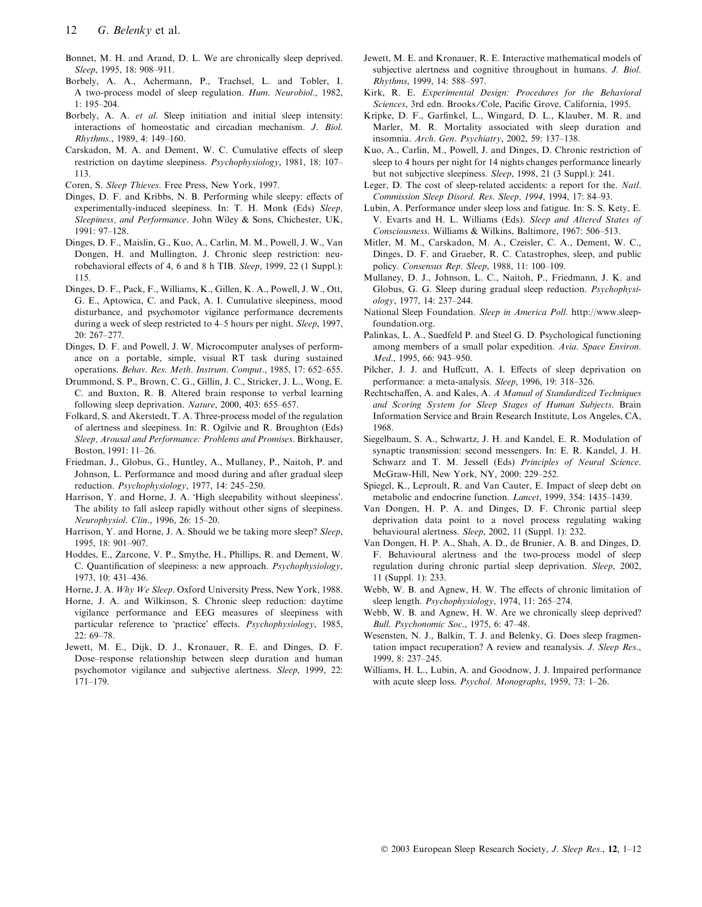Bonnet, M. H. and Arand, D. L. We are chronically sleep deprived. *Sleep*, 1995, 18: 908–911.

Borbely, A. A., Achermann, P., Trachsel, L. and Tobler, I. A two-process model of sleep regulation. *Hum. Neurobiol*., 1982, 1: 195–204.

Borbely, A. A. *et al*. Sleep initiation and initial sleep intensity: interactions of homeostatic and circadian mechanism. *J. Biol. Rhythms*., 1989, 4: 149–160.

Carskadon, M. A. and Dement, W. C. Cumulative effects of sleep restriction on daytime sleepiness. *Psychophysiology*, 1981, 18: 107–113.

Coren, S. *Sleep Thieves*. Free Press, New York, 1997.

Dinges, D. F. and Kribbs, N. B. Performing while sleepy: effects of experimentally-induced sleepiness. In: T. H. Monk (Eds) *Sleep, Sleepiness, and Performance*. John Wiley & Sons, Chichester, UK, 1991: 97–128.

Dinges, D. F., Maislin, G., Kuo, A., Carlin, M. M., Powell, J. W., Van Dongen, H. and Mullington, J. Chronic sleep restriction: neurobehavioral effects of 4, 6 and 8 h TIB. *Sleep*, 1999, 22 (1 Suppl.): 115.

Dinges, D. F., Pack, F., Williams, K., Gillen, K. A., Powell, J. W., Ott, G. E., Aptowica, C. and Pack, A. I. Cumulative sleepiness, mood disturbance, and psychomotor vigilance performance decrements during a week of sleep restricted to 4–5 hours per night. *Sleep*, 1997, 20: 267–277.

Dinges, D. F. and Powell, J. W. Microcomputer analyses of performance on a portable, simple, visual RT task during sustained operations. *Behav. Res. Meth. Instrum. Comput*., 1985, 17: 652–655.

Drummond, S. P., Brown, C. G., Gillin, J. C., Stricker, J. L., Wong, E. C. and Buxton, R. B. Altered brain response to verbal learning following sleep deprivation. *Nature*, 2000, 403: 655–657.

Folkard, S. and Akerstedt, T. A. Three-process model of the regulation of alertness and sleepiness. In: R. Ogilvie and R. Broughton (Eds) *Sleep, Arousal and Performance: Problems and Promises*. Birkhauser, Boston, 1991: 11–26.

Friedman, J., Globus, G., Huntley, A., Mullaney, P., Naitoh, P. and Johnson, L. Performance and mood during and after gradual sleep reduction. *Psychophysiology*, 1977, 14: 245–250.

Harrison, Y. and Horne, J. A. 'High sleepability without sleepiness'. The ability to fall asleep rapidly without other signs of sleepiness. *Neurophysiol. Clin*., 1996, 26: 15–20.

Harrison, Y. and Horne, J. A. Should we be taking more sleep? *Sleep*, 1995, 18: 901–907.

Hoddes, E., Zarcone, V. P., Smythe, H., Phillips, R. and Dement, W. C. Quantification of sleepiness: a new approach. *Psychophysiology*, 1973, 10: 431–436.

Horne, J. A. *Why We Sleep*. Oxford University Press, New York, 1988.

Horne, J. A. and Wilkinson, S. Chronic sleep reduction: daytime vigilance performance and EEG measures of sleepiness with particular reference to 'practice' effects. *Psychophysiology*, 1985, 22: 69–78.

Jewett, M. E., Dijk, D. J., Kronauer, R. E. and Dinges, D. F. Dose–response relationship between sleep duration and human psychomotor vigilance and subjective alertness. *Sleep*, 1999, 22: 171–179.

Jewett, M. E. and Kronauer, R. E. Interactive mathematical models of subjective alertness and cognitive throughout in humans. *J. Biol. Rhythms*, 1999, 14: 588–597.

Kirk, R. E. *Experimental Design: Procedures for the Behavioral Sciences*, 3rd edn. Brooks/Cole, Pacific Grove, California, 1995.

Kripke, D. F., Garfinkel, L., Wingard, D. L., Klauber, M. R. and Marler, M. R. Mortality associated with sleep duration and insomnia. *Arch. Gen. Psychiatry*, 2002, 59: 137–138.

Kuo, A., Carlin, M., Powell, J. and Dinges, D. Chronic restriction of sleep to 4 hours per night for 14 nights changes performance linearly but not subjective sleepiness. *Sleep*, 1998, 21 (3 Suppl.): 241.

Leger, D. The cost of sleep-related accidents: a report for the. *Natl. Commission Sleep Disord. Res. Sleep, 1994*, 1994, 17: 84–93.

Lubin, A. Performance under sleep loss and fatigue. In: S. S. Kety, E. V. Evarts and H. L. Williams (Eds). *Sleep and Altered States of Consciousness*. Williams & Wilkins, Baltimore, 1967: 506–513.

Mitler, M. M., Carskadon, M. A., Czeisler, C. A., Dement, W. C., Dinges, D. F. and Graeber, R. C. Catastrophes, sleep, and public policy. *Consensus Rep. Sleep*, 1988, 11: 100–109.

Mullaney, D. J., Johnson, L. C., Naitoh, P., Friedmann, J. K. and Globus, G. G. Sleep during gradual sleep reduction. *Psychophysiology*, 1977, 14: 237–244.

National Sleep Foundation. *Sleep in America Poll*. http://www.sleepfoundation.org.

Palinkas, L. A., Suedfeld P. and Steel G. D. Psychological functioning among members of a small polar expedition. *Avia. Space Environ. Med*., 1995, 66: 943–950.

Pilcher, J. J. and Huffcutt, A. I. Effects of sleep deprivation on performance: a meta-analysis. *Sleep*, 1996, 19: 318–326.

Rechtschaffen, A. and Kales, A. *A Manual of Standardized Techniques and Scoring System for Sleep Stages of Human Subjects*. Brain Information Service and Brain Research Institute, Los Angeles, CA, 1968.

Siegelbaum, S. A., Schwartz, J. H. and Kandel, E. R. Modulation of synaptic transmission: second messengers. In: E. R. Kandel, J. H. Schwarz and T. M. Jessell (Eds) *Principles of Neural Science*. McGraw-Hill, New York, NY, 2000: 229–252.

Spiegel, K., Leproult, R. and Van Cauter, E. Impact of sleep debt on metabolic and endocrine function. *Lancet*, 1999, 354: 1435–1439.

Van Dongen, H. P. A. and Dinges, D. F. Chronic partial sleep deprivation data point to a novel process regulating waking behavioural alertness. *Sleep*, 2002, 11 (Suppl. 1): 232.

Van Dongen, H. P. A., Shah, A. D., de Brunier, A. B. and Dinges, D. F. Behavioural alertness and the two-process model of sleep regulation during chronic partial sleep deprivation. *Sleep*, 2002, 11 (Suppl. 1): 233.

Webb, W. B. and Agnew, H. W. The effects of chronic limitation of sleep length. *Psychophysiology*, 1974, 11: 265–274.

Webb, W. B. and Agnew, H. W. Are we chronically sleep deprived? *Bull. Psychonomic Soc*., 1975, 6: 47–48.

Wesensten, N. J., Balkin, T. J. and Belenky, G. Does sleep fragmentation impact recuperation? A review and reanalysis. *J. Sleep Res*., 1999, 8: 237–245.

Williams, H. L., Lubin, A. and Goodnow, J. J. Impaired performance with acute sleep loss. *Psychol. Monographs*, 1959, 73: 1–26.